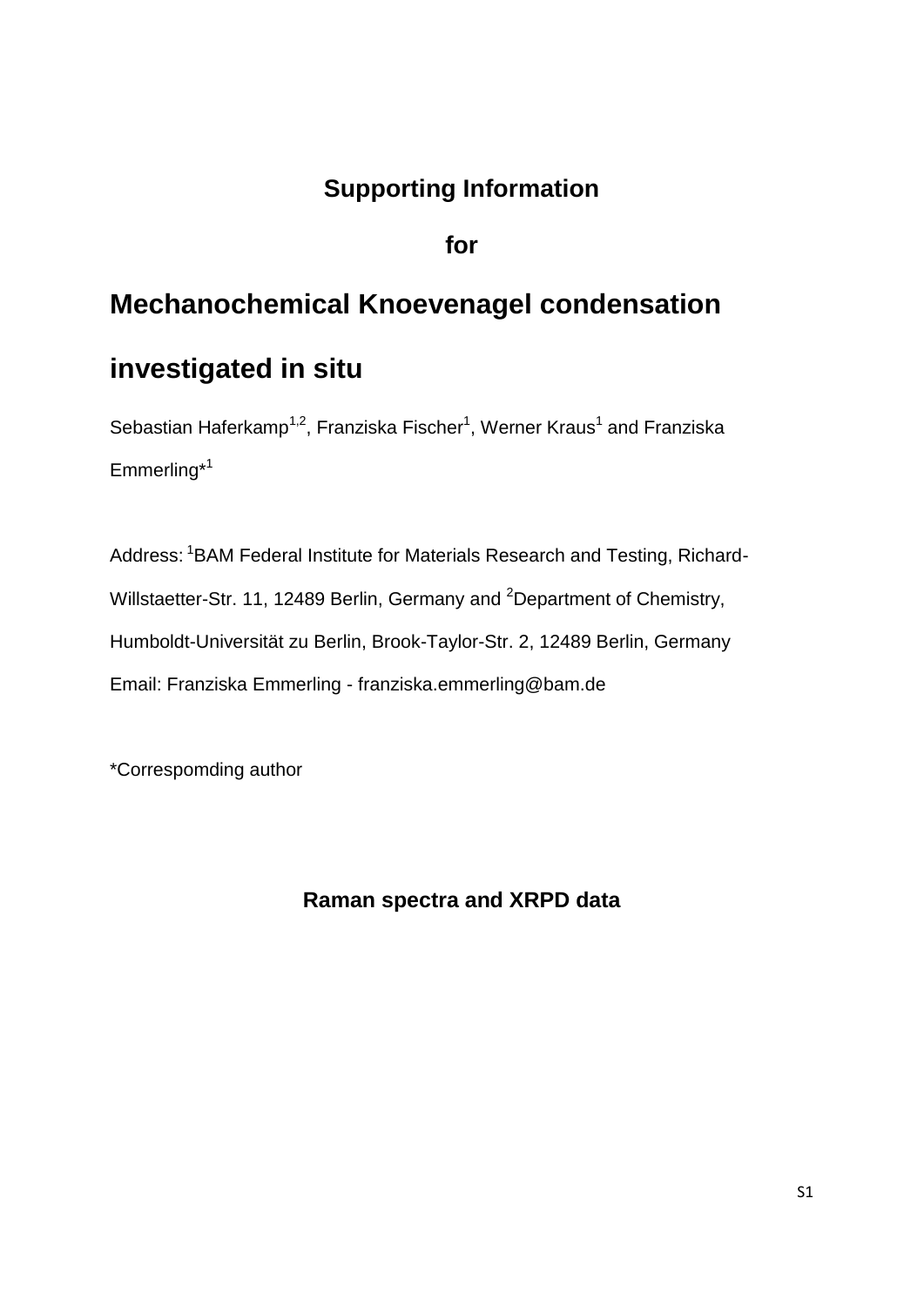**Supporting Information**

**for**

# Mechanochemical Knoevenagel condensation investigated in situ

Sebastian Haferkamp[1,2], Franziska Fischer[1], Werner Kraus[1] and Franziska Emmerling*[1]

Address: [1]BAM Federal Institute for Materials Research and Testing, Richard-Willstaetter-Str. 11, 12489 Berlin, Germany and [2]Department of Chemistry, Humboldt-Universität zu Berlin, Brook-Taylor-Str. 2, 12489 Berlin, Germany

Email: Franziska Emmerling - franziska.emmerling@bam.de

*Correspomding author

**Raman spectra and XRPD data**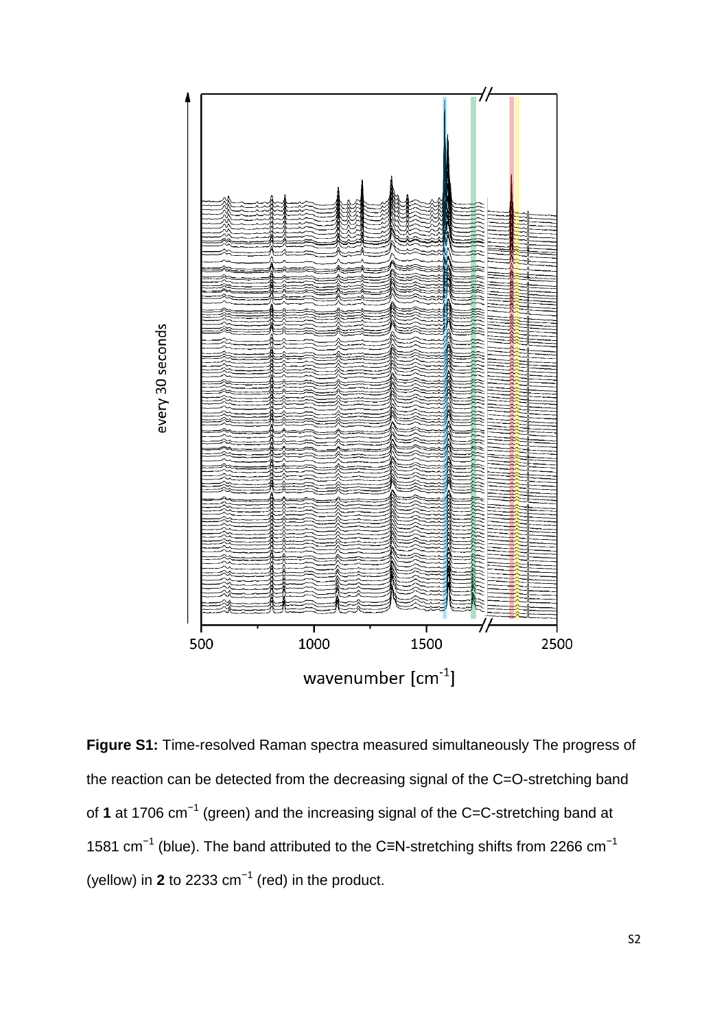**Figure S1:** Time-resolved Raman spectra measured simultaneously The progress of the reaction can be detected from the decreasing signal of the C=O-stretching band of **1** at 1706 $cm^{-1}$ (green) and the increasing signal of the C=C-stretching band at 1581 $cm^{-1}$ (blue). The band attributed to the C≡N-stretching shifts from 2266 $cm^{-1}$ (yellow) in **2** to 2233 $cm^{-1}$ (red) in the product.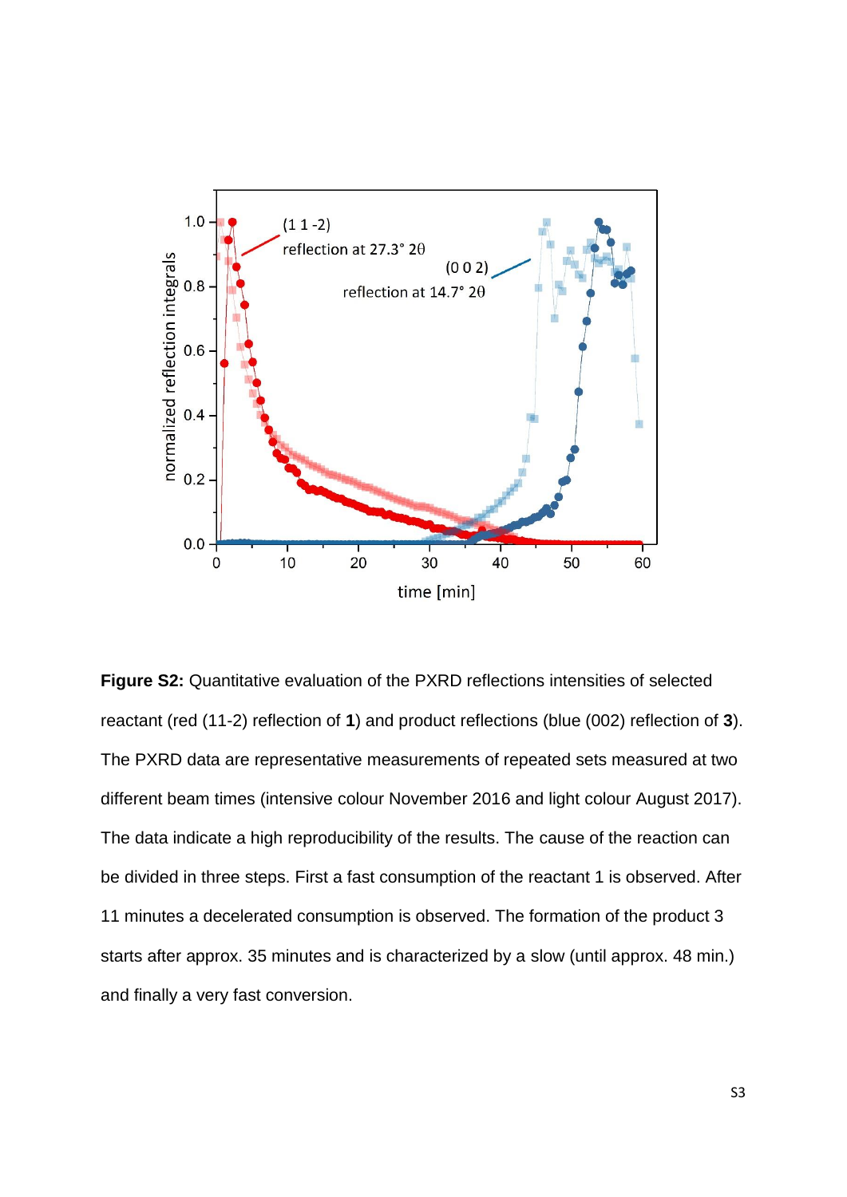(1 1 -2)
reflection at 27.3° 2θ

(0 0 2)
reflection at 14.7° 2θ

normalized reflection integrals

1.0
0.8
0.6
0.4
0.2
0.0

0
10
20
30
40
50
60

time [min]

**Figure S2:** Quantitative evaluation of the PXRD reflections intensities of selected reactant (red (11-2) reflection of **1**) and product reflections (blue (002) reflection of **3**). The PXRD data are representative measurements of repeated sets measured at two different beam times (intensive colour November 2016 and light colour August 2017). The data indicate a high reproducibility of the results. The cause of the reaction can be divided in three steps. First a fast consumption of the reactant 1 is observed. After 11 minutes a decelerated consumption is observed. The formation of the product 3 starts after approx. 35 minutes and is characterized by a slow (until approx. 48 min.) and finally a very fast conversion.